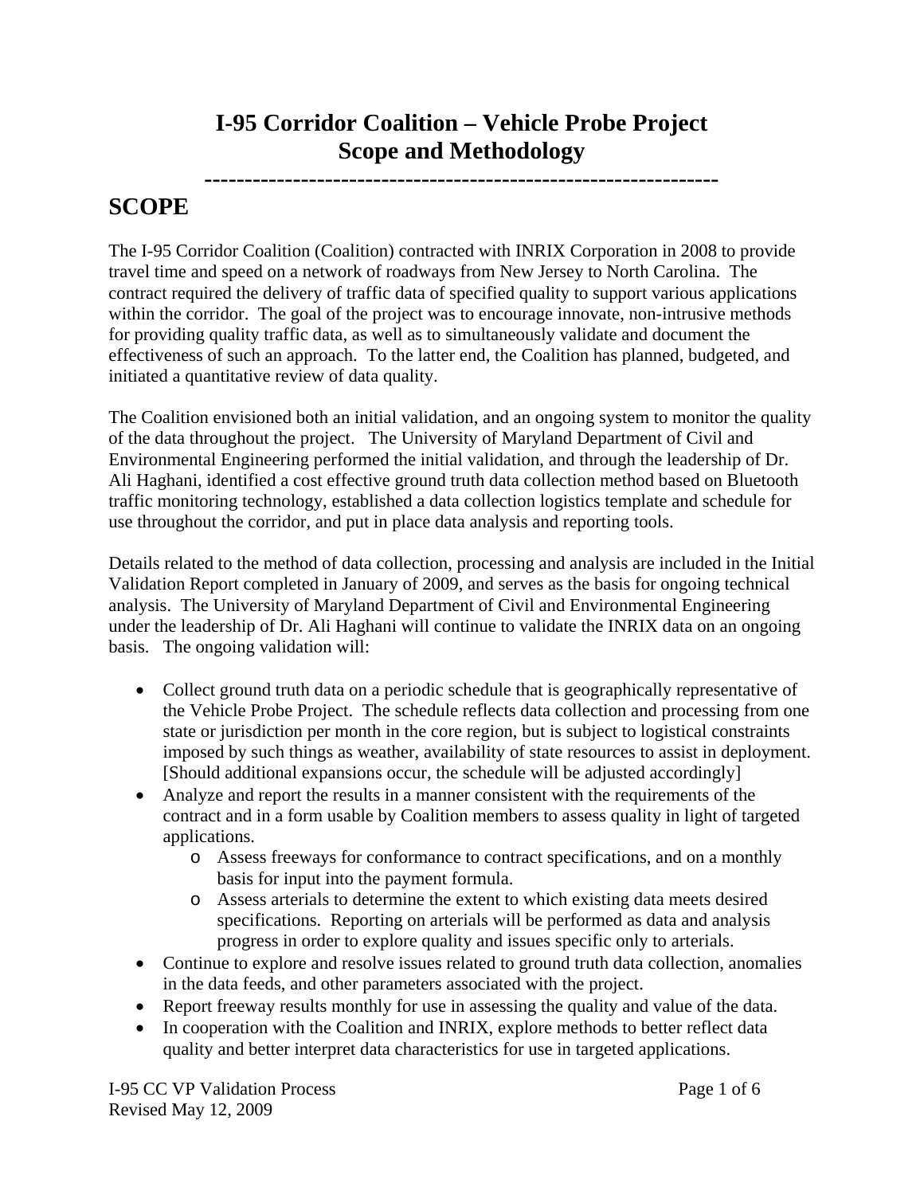# I-95 Corridor Coalition – Vehicle Probe Project
# Scope and Methodology

---

## SCOPE

The I-95 Corridor Coalition (Coalition) contracted with INRIX Corporation in 2008 to provide travel time and speed on a network of roadways from New Jersey to North Carolina. The contract required the delivery of traffic data of specified quality to support various applications within the corridor. The goal of the project was to encourage innovate, non-intrusive methods for providing quality traffic data, as well as to simultaneously validate and document the effectiveness of such an approach. To the latter end, the Coalition has planned, budgeted, and initiated a quantitative review of data quality.

The Coalition envisioned both an initial validation, and an ongoing system to monitor the quality of the data throughout the project. The University of Maryland Department of Civil and Environmental Engineering performed the initial validation, and through the leadership of Dr. Ali Haghani, identified a cost effective ground truth data collection method based on Bluetooth traffic monitoring technology, established a data collection logistics template and schedule for use throughout the corridor, and put in place data analysis and reporting tools.

Details related to the method of data collection, processing and analysis are included in the Initial Validation Report completed in January of 2009, and serves as the basis for ongoing technical analysis. The University of Maryland Department of Civil and Environmental Engineering under the leadership of Dr. Ali Haghani will continue to validate the INRIX data on an ongoing basis. The ongoing validation will:

- Collect ground truth data on a periodic schedule that is geographically representative of the Vehicle Probe Project. The schedule reflects data collection and processing from one state or jurisdiction per month in the core region, but is subject to logistical constraints imposed by such things as weather, availability of state resources to assist in deployment. [Should additional expansions occur, the schedule will be adjusted accordingly]
- Analyze and report the results in a manner consistent with the requirements of the contract and in a form usable by Coalition members to assess quality in light of targeted applications.
    - Assess freeways for conformance to contract specifications, and on a monthly basis for input into the payment formula.
    - Assess arterials to determine the extent to which existing data meets desired specifications. Reporting on arterials will be performed as data and analysis progress in order to explore quality and issues specific only to arterials.
- Continue to explore and resolve issues related to ground truth data collection, anomalies in the data feeds, and other parameters associated with the project.
- Report freeway results monthly for use in assessing the quality and value of the data.
- In cooperation with the Coalition and INRIX, explore methods to better reflect data quality and better interpret data characteristics for use in targeted applications.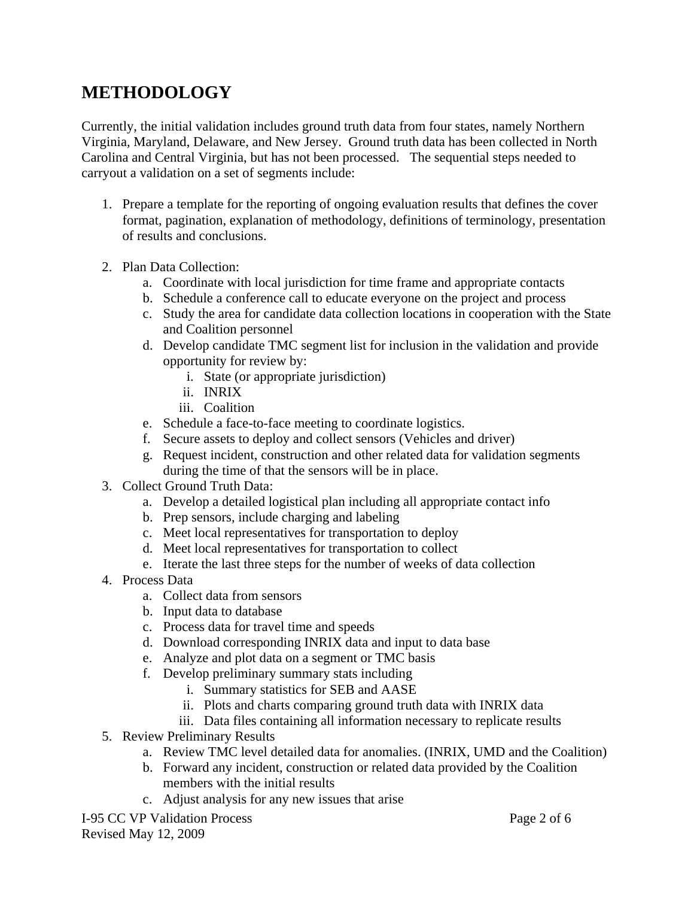# METHODOLOGY

Currently, the initial validation includes ground truth data from four states, namely Northern Virginia, Maryland, Delaware, and New Jersey. Ground truth data has been collected in North Carolina and Central Virginia, but has not been processed. The sequential steps needed to carryout a validation on a set of segments include:

1. Prepare a template for the reporting of ongoing evaluation results that defines the cover format, pagination, explanation of methodology, definitions of terminology, presentation of results and conclusions.

2. Plan Data Collection:
   a. Coordinate with local jurisdiction for time frame and appropriate contacts
   b. Schedule a conference call to educate everyone on the project and process
   c. Study the area for candidate data collection locations in cooperation with the State and Coalition personnel
   d. Develop candidate TMC segment list for inclusion in the validation and provide opportunity for review by:
      i. State (or appropriate jurisdiction)
      ii. INRIX
      iii. Coalition
   e. Schedule a face-to-face meeting to coordinate logistics.
   f. Secure assets to deploy and collect sensors (Vehicles and driver)
   g. Request incident, construction and other related data for validation segments during the time of that the sensors will be in place.
3. Collect Ground Truth Data:
   a. Develop a detailed logistical plan including all appropriate contact info
   b. Prep sensors, include charging and labeling
   c. Meet local representatives for transportation to deploy
   d. Meet local representatives for transportation to collect
   e. Iterate the last three steps for the number of weeks of data collection
4. Process Data
   a. Collect data from sensors
   b. Input data to database
   c. Process data for travel time and speeds
   d. Download corresponding INRIX data and input to data base
   e. Analyze and plot data on a segment or TMC basis
   f. Develop preliminary summary stats including
      i. Summary statistics for SEB and AASE
      ii. Plots and charts comparing ground truth data with INRIX data
      iii. Data files containing all information necessary to replicate results
5. Review Preliminary Results
   a. Review TMC level detailed data for anomalies. (INRIX, UMD and the Coalition)
   b. Forward any incident, construction or related data provided by the Coalition members with the initial results
   c. Adjust analysis for any new issues that arise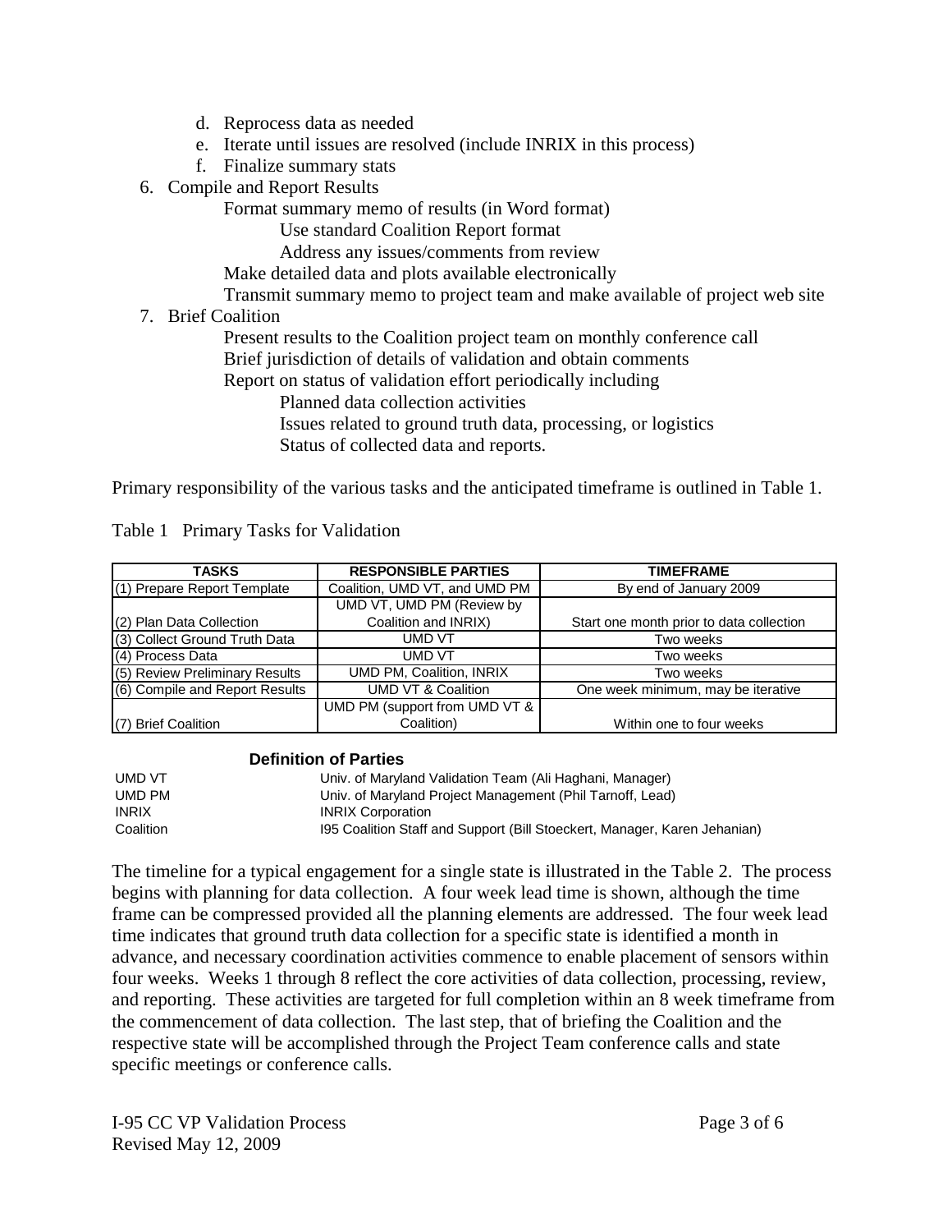d. Reprocess data as needed
   e. Iterate until issues are resolved (include INRIX in this process)
   f. Finalize summary stats

6. Compile and Report Results
   - Format summary memo of results (in Word format)
     - Use standard Coalition Report format
     - Address any issues/comments from review
   - Make detailed data and plots available electronically
   - Transmit summary memo to project team and make available of project web site

7. Brief Coalition
   - Present results to the Coalition project team on monthly conference call
   - Brief jurisdiction of details of validation and obtain comments
   - Report on status of validation effort periodically including
     - Planned data collection activities
     - Issues related to ground truth data, processing, or logistics
     - Status of collected data and reports.

Primary responsibility of the various tasks and the anticipated timeframe is outlined in Table 1.

Table 1 Primary Tasks for Validation

| TASKS | RESPONSIBLE PARTIES | TIMEFRAME |
|---|---|---|
| (1) Prepare Report Template | Coalition, UMD VT, and UMD PM | By end of January 2009 |
| (2) Plan Data Collection | UMD VT, UMD PM (Review by Coalition and INRIX) | Start one month prior to data collection |
| (3) Collect Ground Truth Data | UMD VT | Two weeks |
| (4) Process Data | UMD VT | Two weeks |
| (5) Review Preliminary Results | UMD PM, Coalition, INRIX | Two weeks |
| (6) Compile and Report Results | UMD VT & Coalition | One week minimum, may be iterative |
| (7) Brief Coalition | UMD PM (support from UMD VT & Coalition) | Within one to four weeks |

**Definition of Parties**

| | |
|---|---|
| UMD VT | Univ. of Maryland Validation Team (Ali Haghani, Manager) |
| UMD PM | Univ. of Maryland Project Management (Phil Tarnoff, Lead) |
| INRIX | INRIX Corporation |
| Coalition | I95 Coalition Staff and Support (Bill Stoeckert, Manager, Karen Jehanian) |

The timeline for a typical engagement for a single state is illustrated in the Table 2. The process begins with planning for data collection. A four week lead time is shown, although the time frame can be compressed provided all the planning elements are addressed. The four week lead time indicates that ground truth data collection for a specific state is identified a month in advance, and necessary coordination activities commence to enable placement of sensors within four weeks. Weeks 1 through 8 reflect the core activities of data collection, processing, review, and reporting. These activities are targeted for full completion within an 8 week timeframe from the commencement of data collection. The last step, that of briefing the Coalition and the respective state will be accomplished through the Project Team conference calls and state specific meetings or conference calls.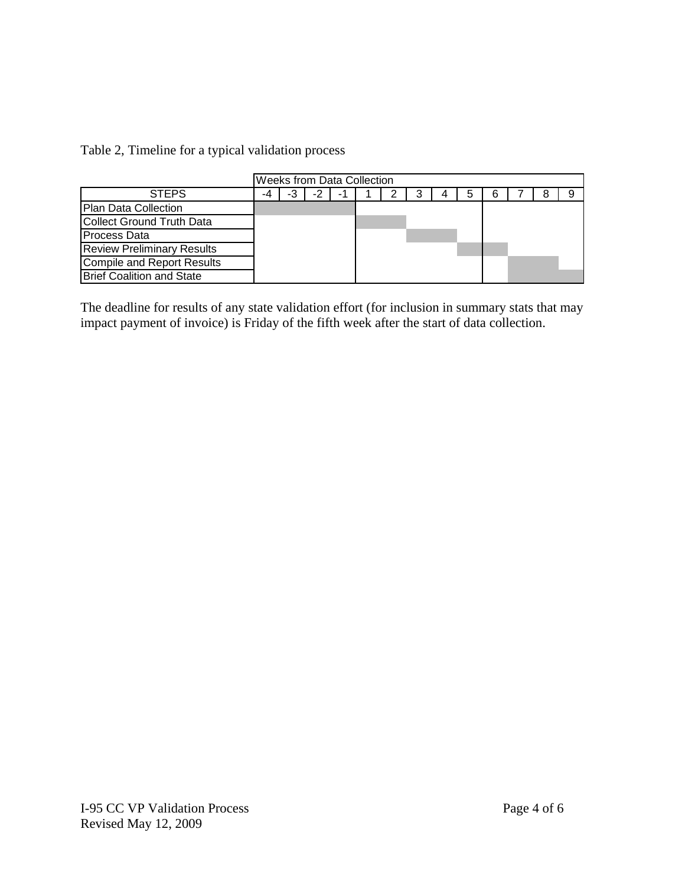Table 2, Timeline for a typical validation process

| | Weeks from Data Collection | | | | | | | | | | | | |
|---|---|---|---|---|---|---|---|---|---|---|---|---|---|
| STEPS | -4 | -3 | -2 | -1 | 1 | 2 | 3 | 4 | 5 | 6 | 7 | 8 | 9 |
| Plan Data Collection | ■ | ■ | ■ | ■ | | | | | | | | | |
| Collect Ground Truth Data | | | | | ■ | ■ | | | | | | | |
| Process Data | | | | | | | ■ | ■ | | | | | |
| Review Preliminary Results | | | | | | | | | ■ | ■ | | | |
| Compile and Report Results | | | | | | | | | | | ■ | ■ | |
| Brief Coalition and State | | | | | | | | | | | | | ■ |

The deadline for results of any state validation effort (for inclusion in summary stats that may impact payment of invoice) is Friday of the fifth week after the start of data collection.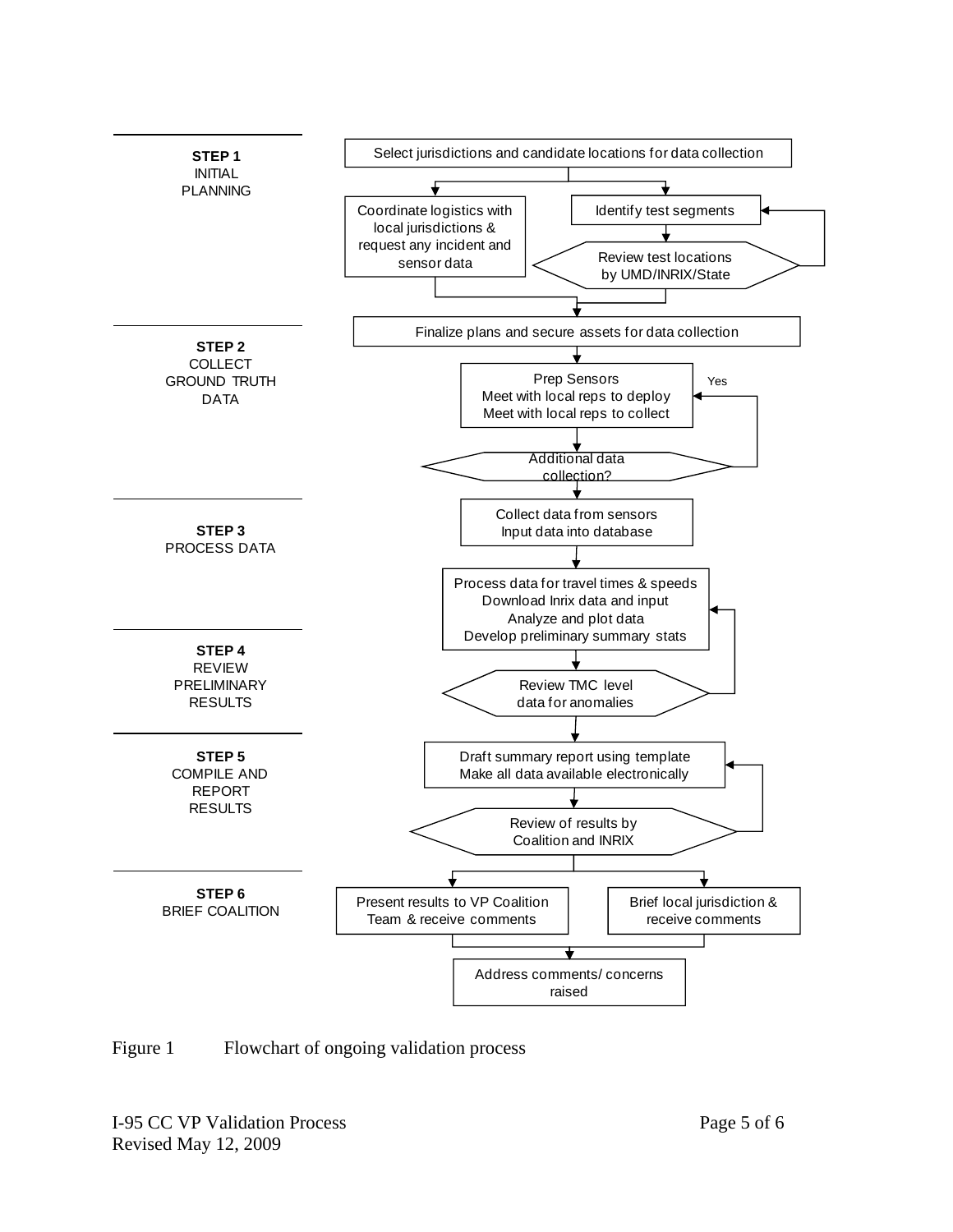**STEP 1**
INITIAL PLANNING

- Select jurisdictions and candidate locations for data collection
- Coordinate logistics with local jurisdictions & request any incident and sensor data
- Identify test segments
- Review test locations by UMD/INRIX/State

**STEP 2**
COLLECT GROUND TRUTH DATA

- Finalize plans and secure assets for data collection
- Prep Sensors
  Meet with local reps to deploy
  Meet with local reps to collect
- Additional data collection? (Yes)

**STEP 3**
PROCESS DATA

- Collect data from sensors
  Input data into database
- Process data for travel times & speeds
  Download Inrix data and input
  Analyze and plot data
  Develop preliminary summary stats

**STEP 4**
REVIEW PRELIMINARY RESULTS

- Review TMC level data for anomalies

**STEP 5**
COMPILE AND REPORT RESULTS

- Draft summary report using template
  Make all data available electronically
- Review of results by Coalition and INRIX

**STEP 6**
BRIEF COALITION

- Present results to VP Coalition Team & receive comments
- Brief local jurisdiction & receive comments
- Address comments/ concerns raised

Figure 1 Flowchart of ongoing validation process

I-95 CC VP Validation Process
Revised May 12, 2009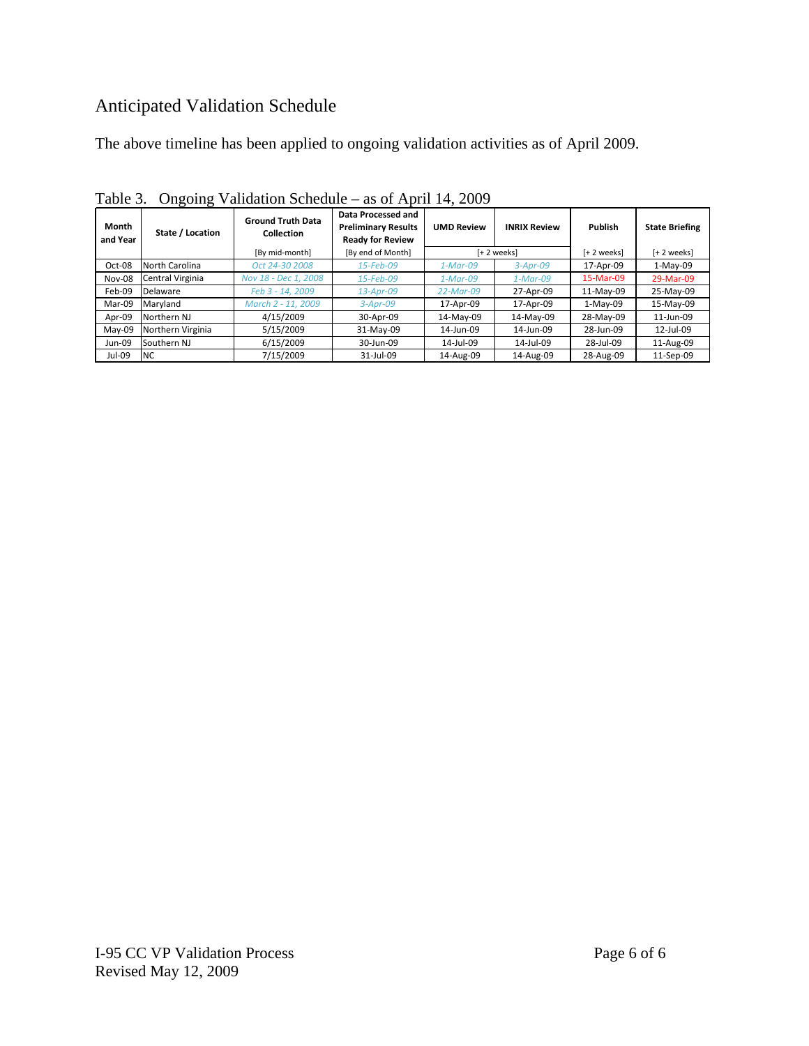## Anticipated Validation Schedule

The above timeline has been applied to ongoing validation activities as of April 2009.

Table 3. Ongoing Validation Schedule – as of April 14, 2009

| Month and Year | State / Location | Ground Truth Data Collection | Data Processed and Preliminary Results Ready for Review | UMD Review | INRIX Review | Publish | State Briefing |
|---|---|---|---|---|---|---|---|
| | | [By mid-month] | [By end of Month] | [+ 2 weeks] | | [+ 2 weeks] | [+ 2 weeks] |
| Oct-08 | North Carolina | *Oct 24-30 2008* | *15-Feb-09* | *1-Mar-09* | *3-Apr-09* | 17-Apr-09 | 1-May-09 |
| Nov-08 | Central Virginia | *Nov 18 - Dec 1, 2008* | *15-Feb-09* | *1-Mar-09* | *1-Mar-09* | 15-Mar-09 | 29-Mar-09 |
| Feb-09 | Delaware | *Feb 3 - 14, 2009* | *13-Apr-09* | *22-Mar-09* | 27-Apr-09 | 11-May-09 | 25-May-09 |
| Mar-09 | Maryland | *March 2 - 11, 2009* | *3-Apr-09* | 17-Apr-09 | 17-Apr-09 | 1-May-09 | 15-May-09 |
| Apr-09 | Northern NJ | 4/15/2009 | 30-Apr-09 | 14-May-09 | 14-May-09 | 28-May-09 | 11-Jun-09 |
| May-09 | Northern Virginia | 5/15/2009 | 31-May-09 | 14-Jun-09 | 14-Jun-09 | 28-Jun-09 | 12-Jul-09 |
| Jun-09 | Southern NJ | 6/15/2009 | 30-Jun-09 | 14-Jul-09 | 14-Jul-09 | 28-Jul-09 | 11-Aug-09 |
| Jul-09 | NC | 7/15/2009 | 31-Jul-09 | 14-Aug-09 | 14-Aug-09 | 28-Aug-09 | 11-Sep-09 |